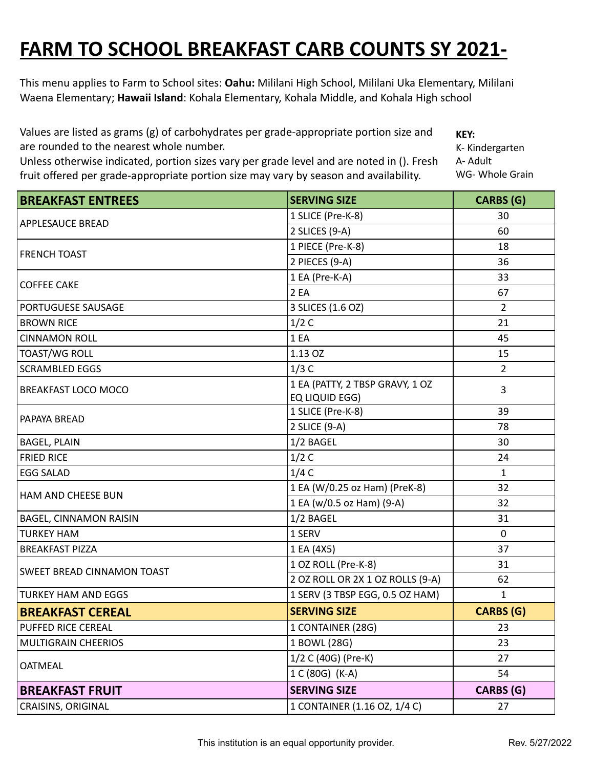# FARM TO SCHOOL BREAKFAST CARB COUNTS SY 2021-

This menu applies to Farm to School sites: **Oahu:** Mililani High School, Mililani Uka Elementary, Mililani Waena Elementary; **Hawaii Island**: Kohala Elementary, Kohala Middle, and Kohala High school

Values are listed as grams (g) of carbohydrates per grade-appropriate portion size and are rounded to the nearest whole number.
Unless otherwise indicated, portion sizes vary per grade level and are noted in (). Fresh fruit offered per grade-appropriate portion size may vary by season and availability.

**KEY:**
K- Kindergarten
A- Adult
WG- Whole Grain

| BREAKFAST ENTREES | SERVING SIZE | CARBS (G) |
|---|---|---|
| APPLESAUCE BREAD | 1 SLICE (Pre-K-8) | 30 |
| | 2 SLICES (9-A) | 60 |
| FRENCH TOAST | 1 PIECE (Pre-K-8) | 18 |
| | 2 PIECES (9-A) | 36 |
| COFFEE CAKE | 1 EA (Pre-K-A) | 33 |
| | 2 EA | 67 |
| PORTUGUESE SAUSAGE | 3 SLICES (1.6 OZ) | 2 |
| BROWN RICE | 1/2 C | 21 |
| CINNAMON ROLL | 1 EA | 45 |
| TOAST/WG ROLL | 1.13 OZ | 15 |
| SCRAMBLED EGGS | 1/3 C | 2 |
| BREAKFAST LOCO MOCO | 1 EA (PATTY, 2 TBSP GRAVY, 1 OZ EQ LIQUID EGG) | 3 |
| PAPAYA BREAD | 1 SLICE (Pre-K-8) | 39 |
| | 2 SLICE (9-A) | 78 |
| BAGEL, PLAIN | 1/2 BAGEL | 30 |
| FRIED RICE | 1/2 C | 24 |
| EGG SALAD | 1/4 C | 1 |
| HAM AND CHEESE BUN | 1 EA (W/0.25 oz Ham) (PreK-8) | 32 |
| | 1 EA (w/0.5 oz Ham) (9-A) | 32 |
| BAGEL, CINNAMON RAISIN | 1/2 BAGEL | 31 |
| TURKEY HAM | 1 SERV | 0 |
| BREAKFAST PIZZA | 1 EA (4X5) | 37 |
| SWEET BREAD CINNAMON TOAST | 1 OZ ROLL (Pre-K-8) | 31 |
| | 2 OZ ROLL OR 2X 1 OZ ROLLS (9-A) | 62 |
| TURKEY HAM AND EGGS | 1 SERV (3 TBSP EGG, 0.5 OZ HAM) | 1 |
| **BREAKFAST CEREAL** | **SERVING SIZE** | **CARBS (G)** |
| PUFFED RICE CEREAL | 1 CONTAINER (28G) | 23 |
| MULTIGRAIN CHEERIOS | 1 BOWL (28G) | 23 |
| OATMEAL | 1/2 C (40G) (Pre-K) | 27 |
| | 1 C (80G) (K-A) | 54 |
| **BREAKFAST FRUIT** | **SERVING SIZE** | **CARBS (G)** |
| CRAISINS, ORIGINAL | 1 CONTAINER (1.16 OZ, 1/4 C) | 27 |

This institution is an equal opportunity provider.

Rev. 5/27/2022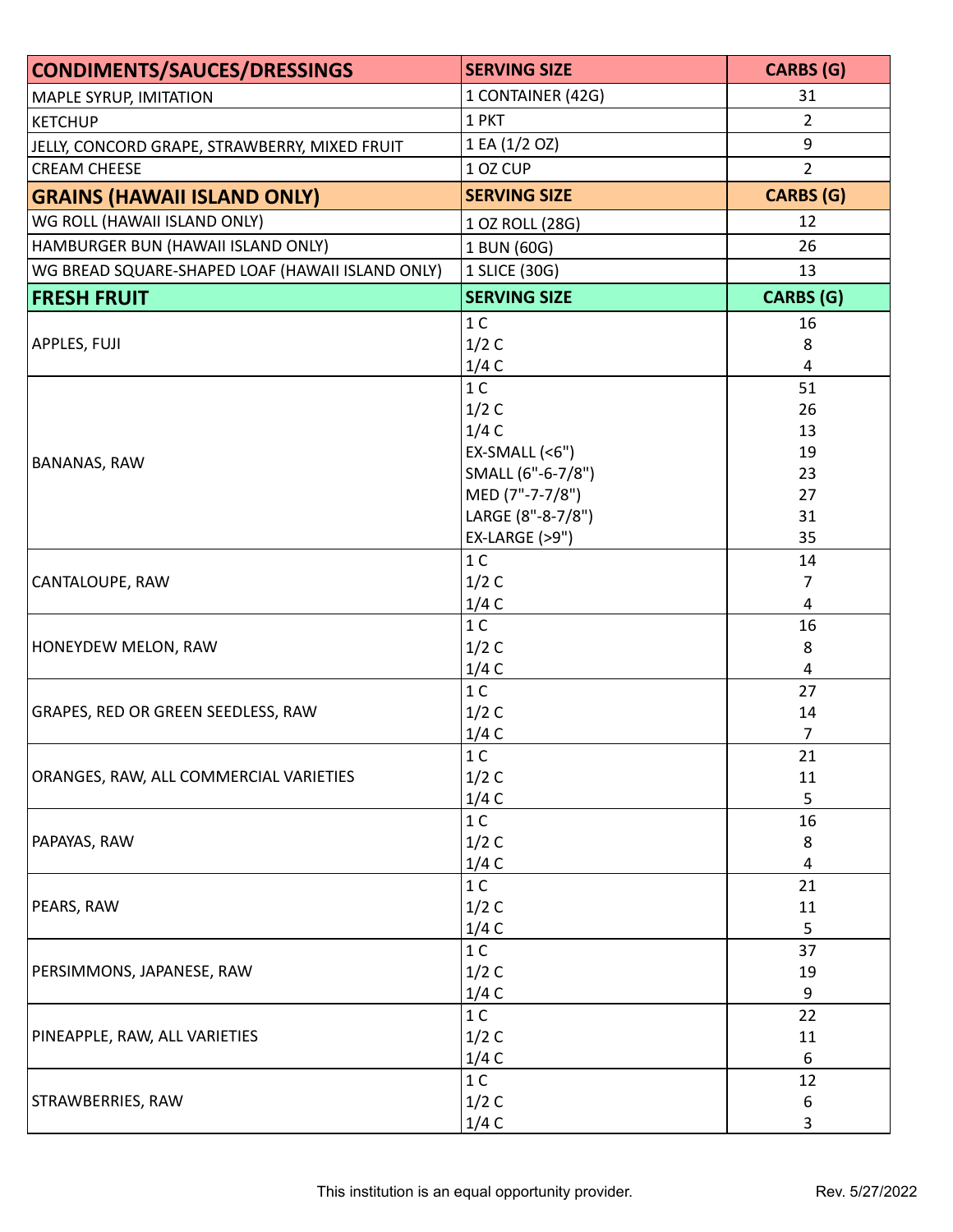| CONDIMENTS/SAUCES/DRESSINGS | SERVING SIZE | CARBS (G) |
|---|---|---|
| MAPLE SYRUP, IMITATION | 1 CONTAINER (42G) | 31 |
| KETCHUP | 1 PKT | 2 |
| JELLY, CONCORD GRAPE, STRAWBERRY, MIXED FRUIT | 1 EA (1/2 OZ) | 9 |
| CREAM CHEESE | 1 OZ CUP | 2 |
| **GRAINS (HAWAII ISLAND ONLY)** | **SERVING SIZE** | **CARBS (G)** |
| WG ROLL (HAWAII ISLAND ONLY) | 1 OZ ROLL (28G) | 12 |
| HAMBURGER BUN (HAWAII ISLAND ONLY) | 1 BUN (60G) | 26 |
| WG BREAD SQUARE-SHAPED LOAF (HAWAII ISLAND ONLY) | 1 SLICE (30G) | 13 |
| **FRESH FRUIT** | **SERVING SIZE** | **CARBS (G)** |
| APPLES, FUJI | 1 C | 16 |
| | 1/2 C | 8 |
| | 1/4 C | 4 |
| BANANAS, RAW | 1 C | 51 |
| | 1/2 C | 26 |
| | 1/4 C | 13 |
| | EX-SMALL (<6") | 19 |
| | SMALL (6"-6-7/8") | 23 |
| | MED (7"-7-7/8") | 27 |
| | LARGE (8"-8-7/8") | 31 |
| | EX-LARGE (>9") | 35 |
| CANTALOUPE, RAW | 1 C | 14 |
| | 1/2 C | 7 |
| | 1/4 C | 4 |
| HONEYDEW MELON, RAW | 1 C | 16 |
| | 1/2 C | 8 |
| | 1/4 C | 4 |
| GRAPES, RED OR GREEN SEEDLESS, RAW | 1 C | 27 |
| | 1/2 C | 14 |
| | 1/4 C | 7 |
| ORANGES, RAW, ALL COMMERCIAL VARIETIES | 1 C | 21 |
| | 1/2 C | 11 |
| | 1/4 C | 5 |
| PAPAYAS, RAW | 1 C | 16 |
| | 1/2 C | 8 |
| | 1/4 C | 4 |
| PEARS, RAW | 1 C | 21 |
| | 1/2 C | 11 |
| | 1/4 C | 5 |
| PERSIMMONS, JAPANESE, RAW | 1 C | 37 |
| | 1/2 C | 19 |
| | 1/4 C | 9 |
| PINEAPPLE, RAW, ALL VARIETIES | 1 C | 22 |
| | 1/2 C | 11 |
| | 1/4 C | 6 |
| STRAWBERRIES, RAW | 1 C | 12 |
| | 1/2 C | 6 |
| | 1/4 C | 3 |

This institution is an equal opportunity provider.

Rev. 5/27/2022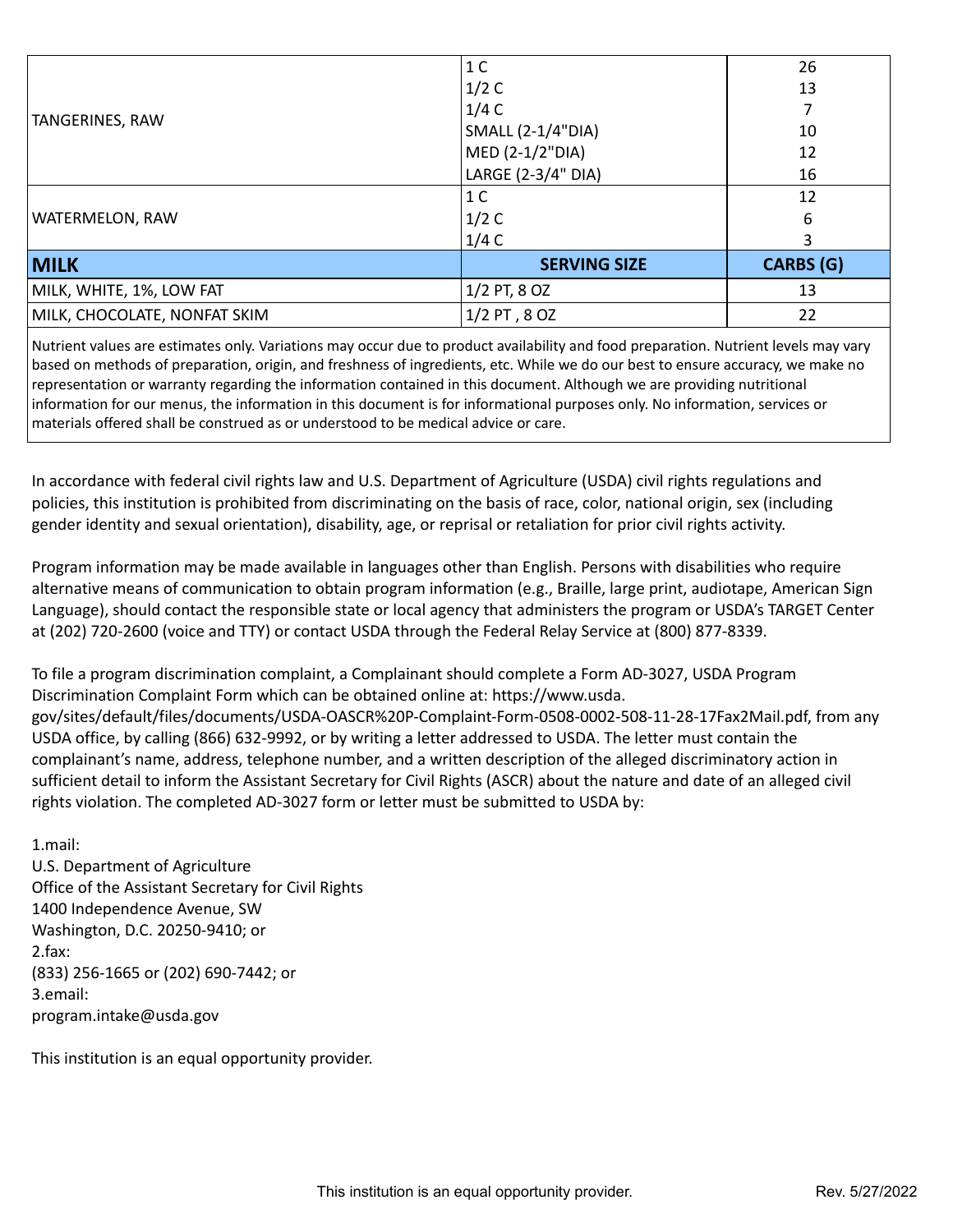| | | |
|---|---|---|
| TANGERINES, RAW | 1 C | 26 |
| | 1/2 C | 13 |
| | 1/4 C | 7 |
| | SMALL (2-1/4"DIA) | 10 |
| | MED (2-1/2"DIA) | 12 |
| | LARGE (2-3/4" DIA) | 16 |
| WATERMELON, RAW | 1 C | 12 |
| | 1/2 C | 6 |
| | 1/4 C | 3 |
| **MILK** | **SERVING SIZE** | **CARBS (G)** |
| MILK, WHITE, 1%, LOW FAT | 1/2 PT, 8 OZ | 13 |
| MILK, CHOCOLATE, NONFAT SKIM | 1/2 PT , 8 OZ | 22 |

Nutrient values are estimates only. Variations may occur due to product availability and food preparation. Nutrient levels may vary based on methods of preparation, origin, and freshness of ingredients, etc. While we do our best to ensure accuracy, we make no representation or warranty regarding the information contained in this document. Although we are providing nutritional information for our menus, the information in this document is for informational purposes only. No information, services or materials offered shall be construed as or understood to be medical advice or care.

In accordance with federal civil rights law and U.S. Department of Agriculture (USDA) civil rights regulations and policies, this institution is prohibited from discriminating on the basis of race, color, national origin, sex (including gender identity and sexual orientation), disability, age, or reprisal or retaliation for prior civil rights activity.

Program information may be made available in languages other than English. Persons with disabilities who require alternative means of communication to obtain program information (e.g., Braille, large print, audiotape, American Sign Language), should contact the responsible state or local agency that administers the program or USDA's TARGET Center at (202) 720-2600 (voice and TTY) or contact USDA through the Federal Relay Service at (800) 877-8339.

To file a program discrimination complaint, a Complainant should complete a Form AD-3027, USDA Program Discrimination Complaint Form which can be obtained online at: https://www.usda.gov/sites/default/files/documents/USDA-OASCR%20P-Complaint-Form-0508-0002-508-11-28-17Fax2Mail.pdf, from any USDA office, by calling (866) 632-9992, or by writing a letter addressed to USDA. The letter must contain the complainant's name, address, telephone number, and a written description of the alleged discriminatory action in sufficient detail to inform the Assistant Secretary for Civil Rights (ASCR) about the nature and date of an alleged civil rights violation. The completed AD-3027 form or letter must be submitted to USDA by:

1.mail:
U.S. Department of Agriculture
Office of the Assistant Secretary for Civil Rights
1400 Independence Avenue, SW
Washington, D.C. 20250-9410; or
2.fax:
(833) 256-1665 or (202) 690-7442; or
3.email:
program.intake@usda.gov

This institution is an equal opportunity provider.